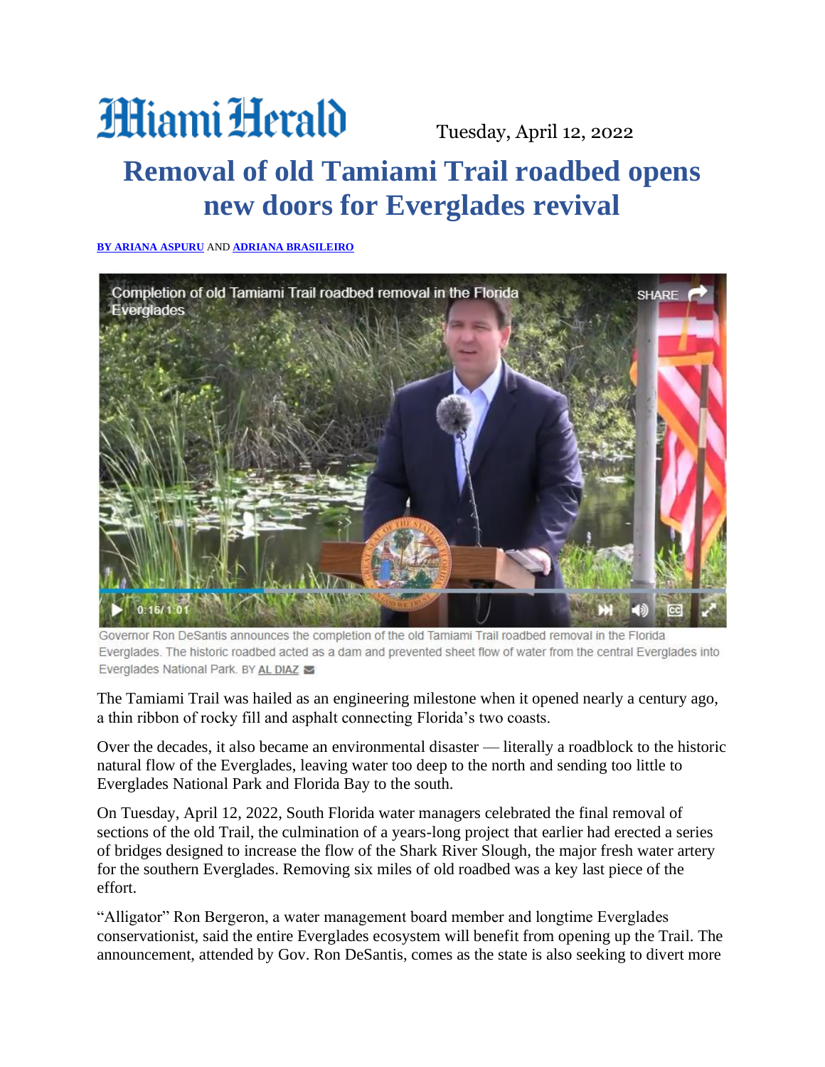Miami Herald

Tuesday, April 12, 2022

# Removal of old Tamiami Trail roadbed opens new doors for Everglades revival

**BY ARIANA ASPURU AND ADRIANA BRASILEIRO**

Governor Ron DeSantis announces the completion of the old Tamiami Trail roadbed removal in the Florida Everglades. The historic roadbed acted as a dam and prevented sheet flow of water from the central Everglades into Everglades National Park. BY AL DIAZ

The Tamiami Trail was hailed as an engineering milestone when it opened nearly a century ago, a thin ribbon of rocky fill and asphalt connecting Florida's two coasts.

Over the decades, it also became an environmental disaster — literally a roadblock to the historic natural flow of the Everglades, leaving water too deep to the north and sending too little to Everglades National Park and Florida Bay to the south.

On Tuesday, April 12, 2022, South Florida water managers celebrated the final removal of sections of the old Trail, the culmination of a years-long project that earlier had erected a series of bridges designed to increase the flow of the Shark River Slough, the major fresh water artery for the southern Everglades. Removing six miles of old roadbed was a key last piece of the effort.

"Alligator" Ron Bergeron, a water management board member and longtime Everglades conservationist, said the entire Everglades ecosystem will benefit from opening up the Trail. The announcement, attended by Gov. Ron DeSantis, comes as the state is also seeking to divert more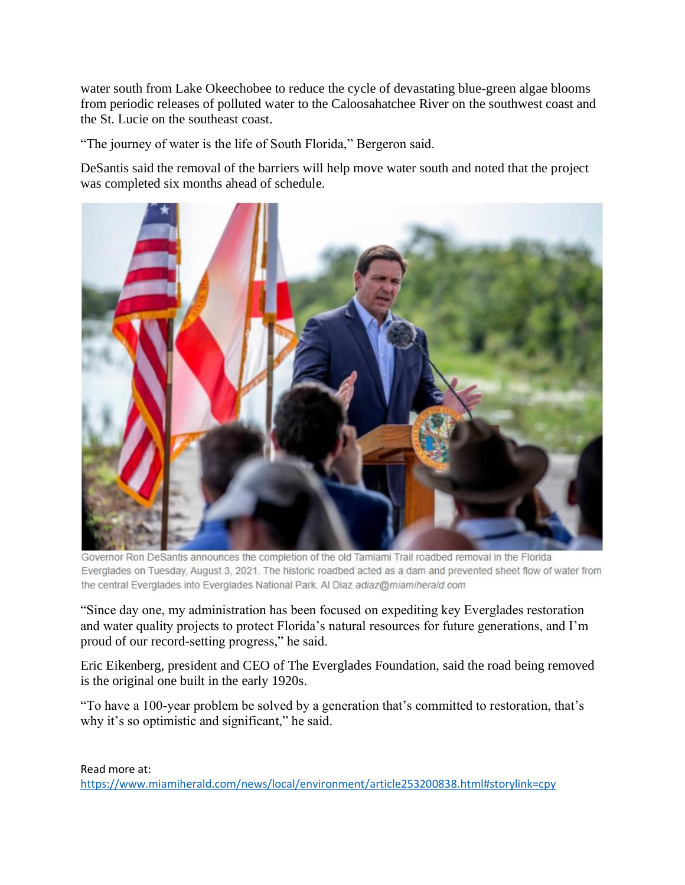water south from Lake Okeechobee to reduce the cycle of devastating blue-green algae blooms from periodic releases of polluted water to the Caloosahatchee River on the southwest coast and the St. Lucie on the southeast coast.

"The journey of water is the life of South Florida," Bergeron said.

DeSantis said the removal of the barriers will help move water south and noted that the project was completed six months ahead of schedule.

Governor Ron DeSantis announces the completion of the old Tamiami Trail roadbed removal in the Florida Everglades on Tuesday, August 3, 2021. The historic roadbed acted as a dam and prevented sheet flow of water from the central Everglades into Everglades National Park. Al Diaz *adiaz@miamiherald.com*

"Since day one, my administration has been focused on expediting key Everglades restoration and water quality projects to protect Florida's natural resources for future generations, and I'm proud of our record-setting progress," he said.

Eric Eikenberg, president and CEO of The Everglades Foundation, said the road being removed is the original one built in the early 1920s.

"To have a 100-year problem be solved by a generation that's committed to restoration, that's why it's so optimistic and significant," he said.

Read more at:
https://www.miamiherald.com/news/local/environment/article253200838.html#storylink=cpy